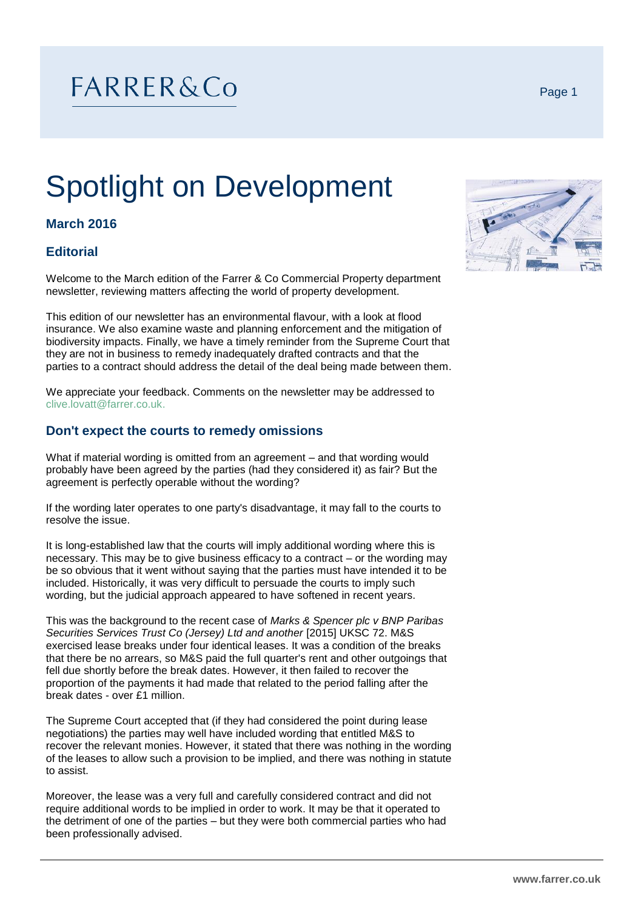FARRER&Co

# Spotlight on Development

### March 2016

### Editorial

Welcome to the March edition of the Farrer & Co Commercial Property department newsletter, reviewing matters affecting the world of property development.

This edition of our newsletter has an environmental flavour, with a look at flood insurance. We also examine waste and planning enforcement and the mitigation of biodiversity impacts. Finally, we have a timely reminder from the Supreme Court that they are not in business to remedy inadequately drafted contracts and that the parties to a contract should address the detail of the deal being made between them.

We appreciate your feedback. Comments on the newsletter may be addressed to clive.lovatt@farrer.co.uk.

## Don't expect the courts to remedy omissions

What if material wording is omitted from an agreement – and that wording would probably have been agreed by the parties (had they considered it) as fair? But the agreement is perfectly operable without the wording?

If the wording later operates to one party's disadvantage, it may fall to the courts to resolve the issue.

It is long-established law that the courts will imply additional wording where this is necessary. This may be to give business efficacy to a contract – or the wording may be so obvious that it went without saying that the parties must have intended it to be included. Historically, it was very difficult to persuade the courts to imply such wording, but the judicial approach appeared to have softened in recent years.

This was the background to the recent case of *Marks & Spencer plc v BNP Paribas Securities Services Trust Co (Jersey) Ltd and another* [2015] UKSC 72. M&S exercised lease breaks under four identical leases. It was a condition of the breaks that there be no arrears, so M&S paid the full quarter's rent and other outgoings that fell due shortly before the break dates. However, it then failed to recover the proportion of the payments it had made that related to the period falling after the break dates - over £1 million.

The Supreme Court accepted that (if they had considered the point during lease negotiations) the parties may well have included wording that entitled M&S to recover the relevant monies. However, it stated that there was nothing in the wording of the leases to allow such a provision to be implied, and there was nothing in statute to assist.

Moreover, the lease was a very full and carefully considered contract and did not require additional words to be implied in order to work. It may be that it operated to the detriment of one of the parties – but they were both commercial parties who had been professionally advised.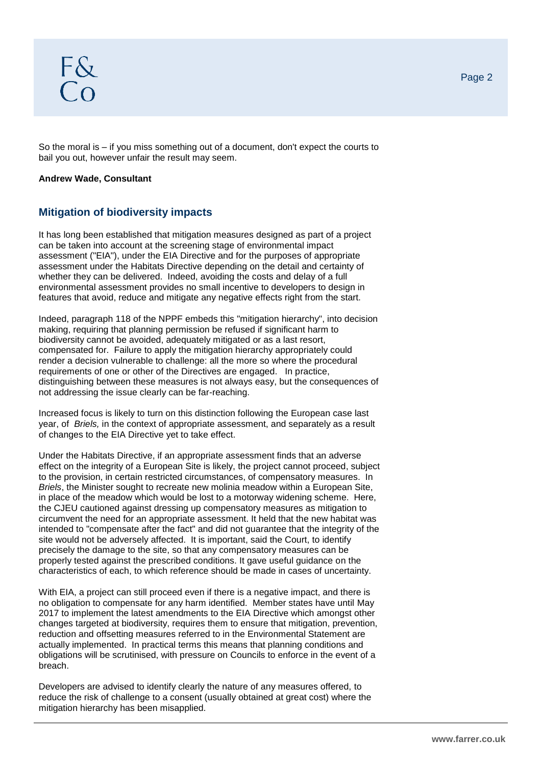So the moral is – if you miss something out of a document, don't expect the courts to bail you out, however unfair the result may seem.

**Andrew Wade, Consultant**

## Mitigation of biodiversity impacts

It has long been established that mitigation measures designed as part of a project can be taken into account at the screening stage of environmental impact assessment ("EIA"), under the EIA Directive and for the purposes of appropriate assessment under the Habitats Directive depending on the detail and certainty of whether they can be delivered. Indeed, avoiding the costs and delay of a full environmental assessment provides no small incentive to developers to design in features that avoid, reduce and mitigate any negative effects right from the start.

Indeed, paragraph 118 of the NPPF embeds this "mitigation hierarchy", into decision making, requiring that planning permission be refused if significant harm to biodiversity cannot be avoided, adequately mitigated or as a last resort, compensated for. Failure to apply the mitigation hierarchy appropriately could render a decision vulnerable to challenge: all the more so where the procedural requirements of one or other of the Directives are engaged. In practice, distinguishing between these measures is not always easy, but the consequences of not addressing the issue clearly can be far-reaching.

Increased focus is likely to turn on this distinction following the European case last year, of *Briels,* in the context of appropriate assessment, and separately as a result of changes to the EIA Directive yet to take effect.

Under the Habitats Directive, if an appropriate assessment finds that an adverse effect on the integrity of a European Site is likely, the project cannot proceed, subject to the provision, in certain restricted circumstances, of compensatory measures. In *Briels*, the Minister sought to recreate new molinia meadow within a European Site, in place of the meadow which would be lost to a motorway widening scheme. Here, the CJEU cautioned against dressing up compensatory measures as mitigation to circumvent the need for an appropriate assessment. It held that the new habitat was intended to "compensate after the fact" and did not guarantee that the integrity of the site would not be adversely affected. It is important, said the Court, to identify precisely the damage to the site, so that any compensatory measures can be properly tested against the prescribed conditions. It gave useful guidance on the characteristics of each, to which reference should be made in cases of uncertainty.

With EIA, a project can still proceed even if there is a negative impact, and there is no obligation to compensate for any harm identified. Member states have until May 2017 to implement the latest amendments to the EIA Directive which amongst other changes targeted at biodiversity, requires them to ensure that mitigation, prevention, reduction and offsetting measures referred to in the Environmental Statement are actually implemented. In practical terms this means that planning conditions and obligations will be scrutinised, with pressure on Councils to enforce in the event of a breach.

Developers are advised to identify clearly the nature of any measures offered, to reduce the risk of challenge to a consent (usually obtained at great cost) where the mitigation hierarchy has been misapplied.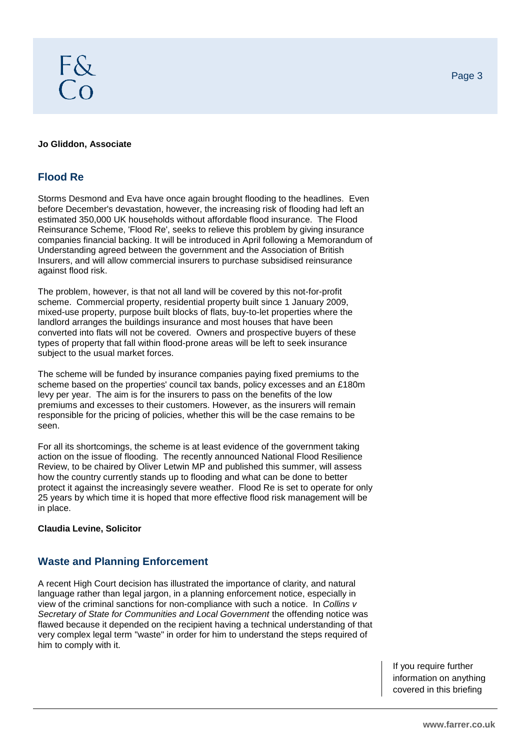**Jo Gliddon, Associate**

## Flood Re

Storms Desmond and Eva have once again brought flooding to the headlines. Even before December's devastation, however, the increasing risk of flooding had left an estimated 350,000 UK households without affordable flood insurance. The Flood Reinsurance Scheme, 'Flood Re', seeks to relieve this problem by giving insurance companies financial backing. It will be introduced in April following a Memorandum of Understanding agreed between the government and the Association of British Insurers, and will allow commercial insurers to purchase subsidised reinsurance against flood risk.

The problem, however, is that not all land will be covered by this not-for-profit scheme. Commercial property, residential property built since 1 January 2009, mixed-use property, purpose built blocks of flats, buy-to-let properties where the landlord arranges the buildings insurance and most houses that have been converted into flats will not be covered. Owners and prospective buyers of these types of property that fall within flood-prone areas will be left to seek insurance subject to the usual market forces.

The scheme will be funded by insurance companies paying fixed premiums to the scheme based on the properties' council tax bands, policy excesses and an £180m levy per year. The aim is for the insurers to pass on the benefits of the low premiums and excesses to their customers. However, as the insurers will remain responsible for the pricing of policies, whether this will be the case remains to be seen.

For all its shortcomings, the scheme is at least evidence of the government taking action on the issue of flooding. The recently announced National Flood Resilience Review, to be chaired by Oliver Letwin MP and published this summer, will assess how the country currently stands up to flooding and what can be done to better protect it against the increasingly severe weather. Flood Re is set to operate for only 25 years by which time it is hoped that more effective flood risk management will be in place.

**Claudia Levine, Solicitor**

## Waste and Planning Enforcement

A recent High Court decision has illustrated the importance of clarity, and natural language rather than legal jargon, in a planning enforcement notice, especially in view of the criminal sanctions for non-compliance with such a notice. In *Collins v Secretary of State for Communities and Local Government* the offending notice was flawed because it depended on the recipient having a technical understanding of that very complex legal term "waste" in order for him to understand the steps required of him to comply with it.

If you require further information on anything covered in this briefing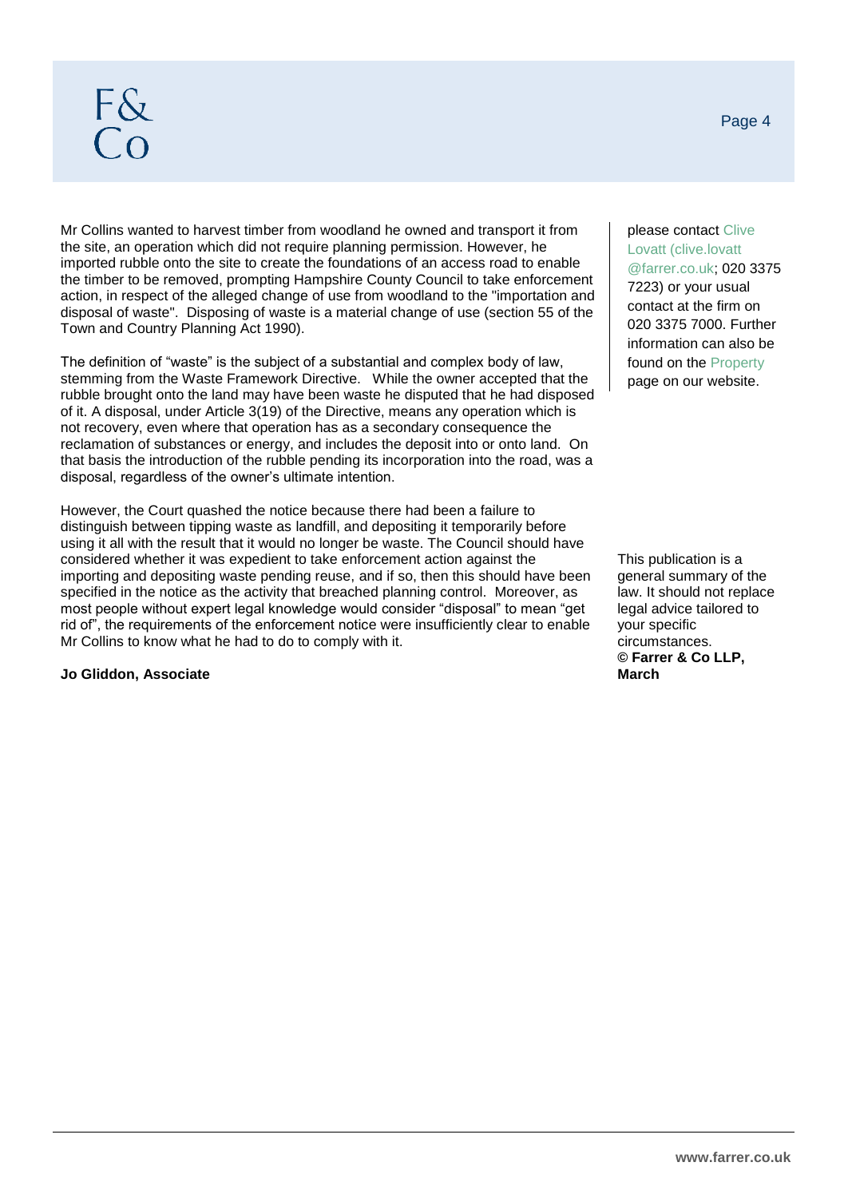Mr Collins wanted to harvest timber from woodland he owned and transport it from the site, an operation which did not require planning permission. However, he imported rubble onto the site to create the foundations of an access road to enable the timber to be removed, prompting Hampshire County Council to take enforcement action, in respect of the alleged change of use from woodland to the "importation and disposal of waste". Disposing of waste is a material change of use (section 55 of the Town and Country Planning Act 1990).

The definition of "waste" is the subject of a substantial and complex body of law, stemming from the Waste Framework Directive. While the owner accepted that the rubble brought onto the land may have been waste he disputed that he had disposed of it. A disposal, under Article 3(19) of the Directive, means any operation which is not recovery, even where that operation has as a secondary consequence the reclamation of substances or energy, and includes the deposit into or onto land. On that basis the introduction of the rubble pending its incorporation into the road, was a disposal, regardless of the owner's ultimate intention.

However, the Court quashed the notice because there had been a failure to distinguish between tipping waste as landfill, and depositing it temporarily before using it all with the result that it would no longer be waste. The Council should have considered whether it was expedient to take enforcement action against the importing and depositing waste pending reuse, and if so, then this should have been specified in the notice as the activity that breached planning control. Moreover, as most people without expert legal knowledge would consider "disposal" to mean "get rid of", the requirements of the enforcement notice were insufficiently clear to enable Mr Collins to know what he had to do to comply with it.

**Jo Gliddon, Associate**

please contact Clive Lovatt (clive.lovatt@farrer.co.uk; 020 3375 7223) or your usual contact at the firm on 020 3375 7000. Further information can also be found on the Property page on our website.

This publication is a general summary of the law. It should not replace legal advice tailored to your specific circumstances.
**© Farrer & Co LLP, March**